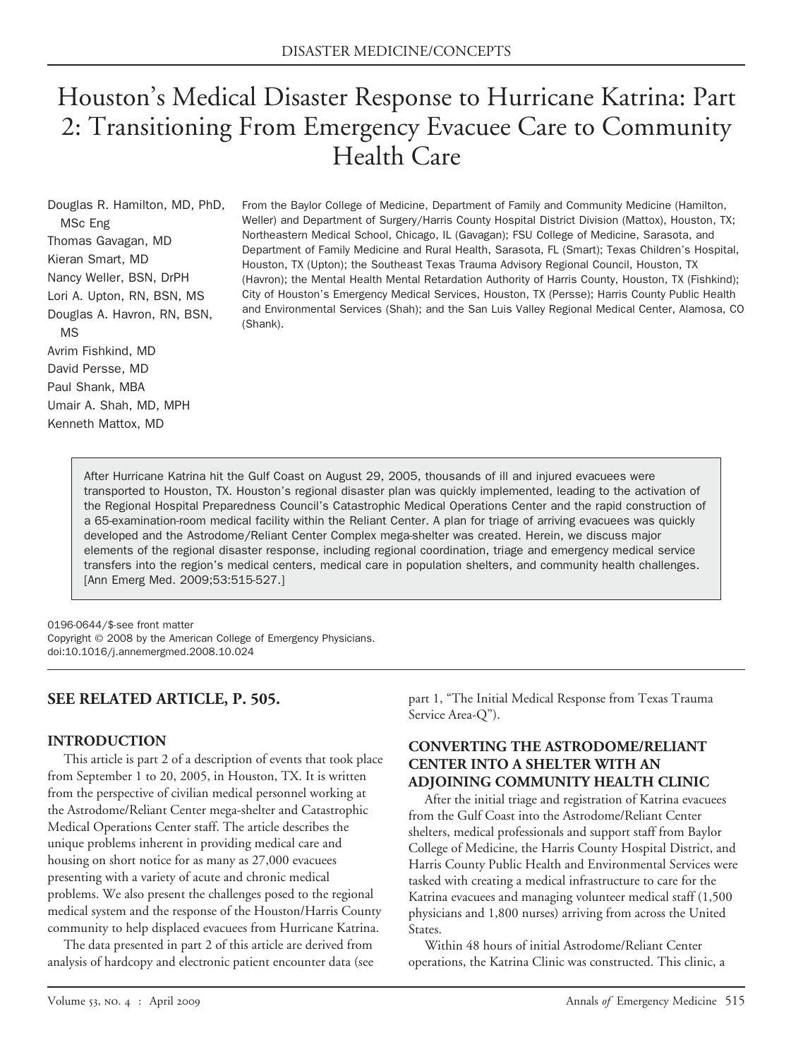DISASTER MEDICINE/CONCEPTS

# Houston's Medical Disaster Response to Hurricane Katrina: Part 2: Transitioning From Emergency Evacuee Care to Community Health Care

Douglas R. Hamilton, MD, PhD, MSc Eng
Thomas Gavagan, MD
Kieran Smart, MD
Nancy Weller, BSN, DrPH
Lori A. Upton, RN, BSN, MS
Douglas A. Havron, RN, BSN, MS
Avrim Fishkind, MD
David Persse, MD
Paul Shank, MBA
Umair A. Shah, MD, MPH
Kenneth Mattox, MD

From the Baylor College of Medicine, Department of Family and Community Medicine (Hamilton, Weller) and Department of Surgery/Harris County Hospital District Division (Mattox), Houston, TX; Northeastern Medical School, Chicago, IL (Gavagan); FSU College of Medicine, Sarasota, and Department of Family Medicine and Rural Health, Sarasota, FL (Smart); Texas Children's Hospital, Houston, TX (Upton); the Southeast Texas Trauma Advisory Regional Council, Houston, TX (Havron); the Mental Health Mental Retardation Authority of Harris County, Houston, TX (Fishkind); City of Houston's Emergency Medical Services, Houston, TX (Persse); Harris County Public Health and Environmental Services (Shah); and the San Luis Valley Regional Medical Center, Alamosa, CO (Shank).

After Hurricane Katrina hit the Gulf Coast on August 29, 2005, thousands of ill and injured evacuees were transported to Houston, TX. Houston's regional disaster plan was quickly implemented, leading to the activation of the Regional Hospital Preparedness Council's Catastrophic Medical Operations Center and the rapid construction of a 65-examination-room medical facility within the Reliant Center. A plan for triage of arriving evacuees was quickly developed and the Astrodome/Reliant Center Complex mega-shelter was created. Herein, we discuss major elements of the regional disaster response, including regional coordination, triage and emergency medical service transfers into the region's medical centers, medical care in population shelters, and community health challenges. [Ann Emerg Med. 2009;53:515-527.]

0196-0644/$-see front matter
Copyright © 2008 by the American College of Emergency Physicians.
doi:10.1016/j.annemergmed.2008.10.024

**SEE RELATED ARTICLE, P. 505.**

## INTRODUCTION

This article is part 2 of a description of events that took place from September 1 to 20, 2005, in Houston, TX. It is written from the perspective of civilian medical personnel working at the Astrodome/Reliant Center mega-shelter and Catastrophic Medical Operations Center staff. The article describes the unique problems inherent in providing medical care and housing on short notice for as many as 27,000 evacuees presenting with a variety of acute and chronic medical problems. We also present the challenges posed to the regional medical system and the response of the Houston/Harris County community to help displaced evacuees from Hurricane Katrina.

The data presented in part 2 of this article are derived from analysis of hardcopy and electronic patient encounter data (see part 1, "The Initial Medical Response from Texas Trauma Service Area-Q").

## CONVERTING THE ASTRODOME/RELIANT CENTER INTO A SHELTER WITH AN ADJOINING COMMUNITY HEALTH CLINIC

After the initial triage and registration of Katrina evacuees from the Gulf Coast into the Astrodome/Reliant Center shelters, medical professionals and support staff from Baylor College of Medicine, the Harris County Hospital District, and Harris County Public Health and Environmental Services were tasked with creating a medical infrastructure to care for the Katrina evacuees and managing volunteer medical staff (1,500 physicians and 1,800 nurses) arriving from across the United States.

Within 48 hours of initial Astrodome/Reliant Center operations, the Katrina Clinic was constructed. This clinic, a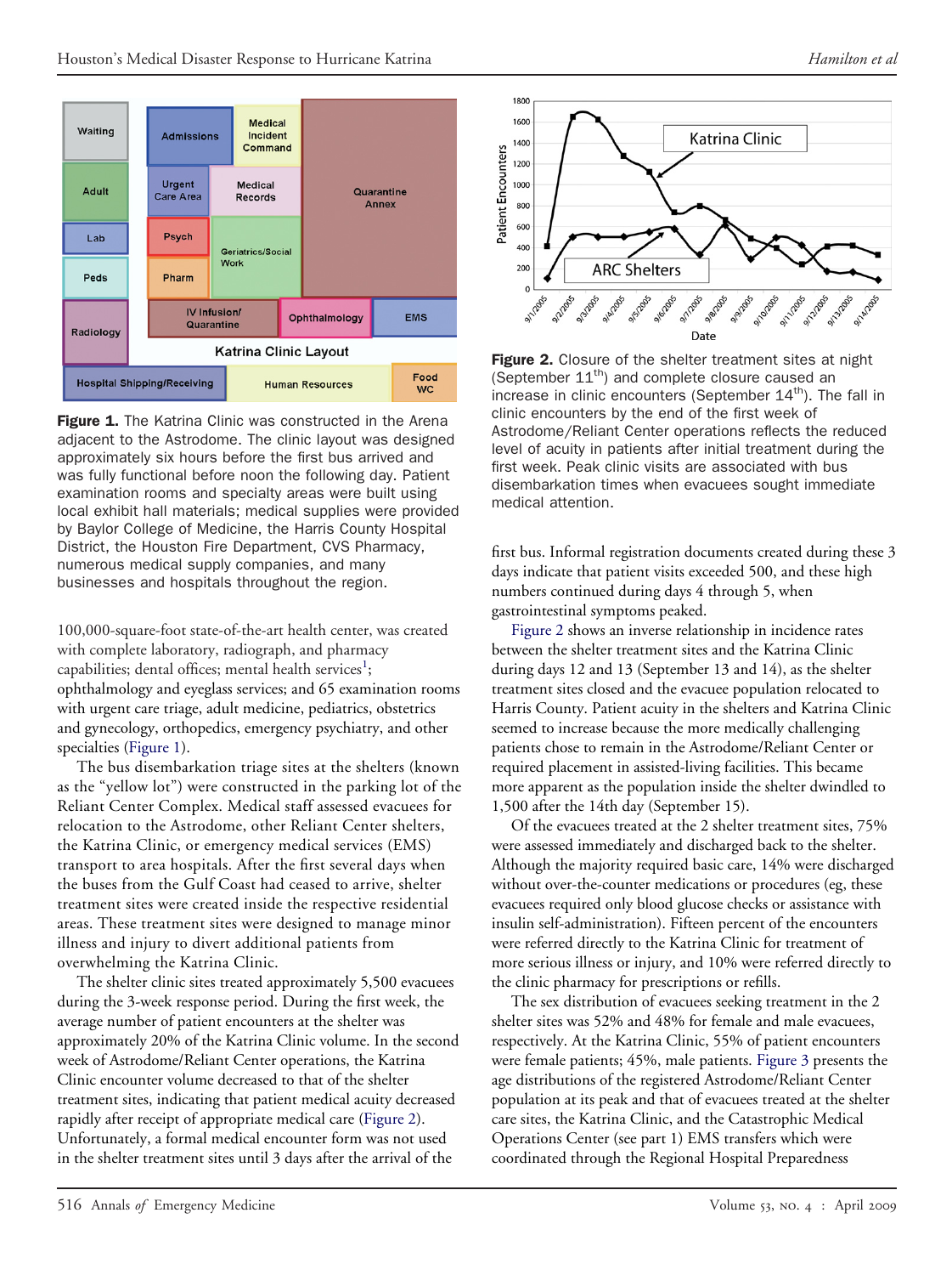**Figure 1.** The Katrina Clinic was constructed in the Arena adjacent to the Astrodome. The clinic layout was designed approximately six hours before the first bus arrived and was fully functional before noon the following day. Patient examination rooms and specialty areas were built using local exhibit hall materials; medical supplies were provided by Baylor College of Medicine, the Harris County Hospital District, the Houston Fire Department, CVS Pharmacy, numerous medical supply companies, and many businesses and hospitals throughout the region.

100,000-square-foot state-of-the-art health center, was created with complete laboratory, radiograph, and pharmacy capabilities; dental offices; mental health services[1]; ophthalmology and eyeglass services; and 65 examination rooms with urgent care triage, adult medicine, pediatrics, obstetrics and gynecology, orthopedics, emergency psychiatry, and other specialties (Figure 1).

The bus disembarkation triage sites at the shelters (known as the "yellow lot") were constructed in the parking lot of the Reliant Center Complex. Medical staff assessed evacuees for relocation to the Astrodome, other Reliant Center shelters, the Katrina Clinic, or emergency medical services (EMS) transport to area hospitals. After the first several days when the buses from the Gulf Coast had ceased to arrive, shelter treatment sites were created inside the respective residential areas. These treatment sites were designed to manage minor illness and injury to divert additional patients from overwhelming the Katrina Clinic.

The shelter clinic sites treated approximately 5,500 evacuees during the 3-week response period. During the first week, the average number of patient encounters at the shelter was approximately 20% of the Katrina Clinic volume. In the second week of Astrodome/Reliant Center operations, the Katrina Clinic encounter volume decreased to that of the shelter treatment sites, indicating that patient medical acuity decreased rapidly after receipt of appropriate medical care (Figure 2). Unfortunately, a formal medical encounter form was not used in the shelter treatment sites until 3 days after the arrival of the first bus. Informal registration documents created during these 3 days indicate that patient visits exceeded 500, and these high numbers continued during days 4 through 5, when gastrointestinal symptoms peaked.

**Figure 2.** Closure of the shelter treatment sites at night (September 11th) and complete closure caused an increase in clinic encounters (September 14th). The fall in clinic encounters by the end of the first week of Astrodome/Reliant Center operations reflects the reduced level of acuity in patients after initial treatment during the first week. Peak clinic visits are associated with bus disembarkation times when evacuees sought immediate medical attention.

Figure 2 shows an inverse relationship in incidence rates between the shelter treatment sites and the Katrina Clinic during days 12 and 13 (September 13 and 14), as the shelter treatment sites closed and the evacuee population relocated to Harris County. Patient acuity in the shelters and Katrina Clinic seemed to increase because the more medically challenging patients chose to remain in the Astrodome/Reliant Center or required placement in assisted-living facilities. This became more apparent as the population inside the shelter dwindled to 1,500 after the 14th day (September 15).

Of the evacuees treated at the 2 shelter treatment sites, 75% were assessed immediately and discharged back to the shelter. Although the majority required basic care, 14% were discharged without over-the-counter medications or procedures (eg, these evacuees required only blood glucose checks or assistance with insulin self-administration). Fifteen percent of the encounters were referred directly to the Katrina Clinic for treatment of more serious illness or injury, and 10% were referred directly to the clinic pharmacy for prescriptions or refills.

The sex distribution of evacuees seeking treatment in the 2 shelter sites was 52% and 48% for female and male evacuees, respectively. At the Katrina Clinic, 55% of patient encounters were female patients; 45%, male patients. Figure 3 presents the age distributions of the registered Astrodome/Reliant Center population at its peak and that of evacuees treated at the shelter care sites, the Katrina Clinic, and the Catastrophic Medical Operations Center (see part 1) EMS transfers which were coordinated through the Regional Hospital Preparedness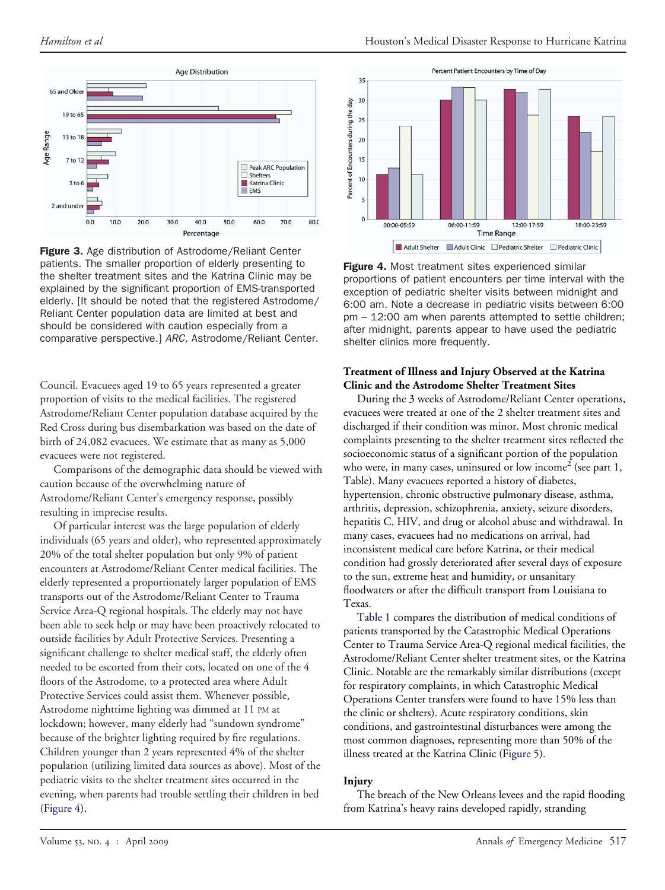Figure 3. Age distribution of Astrodome/Reliant Center patients. The smaller proportion of elderly presenting to the shelter treatment sites and the Katrina Clinic may be explained by the significant proportion of EMS-transported elderly. [It should be noted that the registered Astrodome/Reliant Center population data are limited at best and should be considered with caution especially from a comparative perspective.] *ARC,* Astrodome/Reliant Center.

Council. Evacuees aged 19 to 65 years represented a greater proportion of visits to the medical facilities. The registered Astrodome/Reliant Center population database acquired by the Red Cross during bus disembarkation was based on the date of birth of 24,082 evacuees. We estimate that as many as 5,000 evacuees were not registered.

Comparisons of the demographic data should be viewed with caution because of the overwhelming nature of Astrodome/Reliant Center's emergency response, possibly resulting in imprecise results.

Of particular interest was the large population of elderly individuals (65 years and older), who represented approximately 20% of the total shelter population but only 9% of patient encounters at Astrodome/Reliant Center medical facilities. The elderly represented a proportionately larger population of EMS transports out of the Astrodome/Reliant Center to Trauma Service Area-Q regional hospitals. The elderly may not have been able to seek help or may have been proactively relocated to outside facilities by Adult Protective Services. Presenting a significant challenge to shelter medical staff, the elderly often needed to be escorted from their cots, located on one of the 4 floors of the Astrodome, to a protected area where Adult Protective Services could assist them. Whenever possible, Astrodome nighttime lighting was dimmed at 11 PM at lockdown; however, many elderly had "sundown syndrome" because of the brighter lighting required by fire regulations. Children younger than 2 years represented 4% of the shelter population (utilizing limited data sources as above). Most of the pediatric visits to the shelter treatment sites occurred in the evening, when parents had trouble settling their children in bed (Figure 4).

Figure 4. Most treatment sites experienced similar proportions of patient encounters per time interval with the exception of pediatric shelter visits between midnight and 6:00 am. Note a decrease in pediatric visits between 6:00 pm – 12:00 am when parents attempted to settle children; after midnight, parents appear to have used the pediatric shelter clinics more frequently.

### Treatment of Illness and Injury Observed at the Katrina Clinic and the Astrodome Shelter Treatment Sites

During the 3 weeks of Astrodome/Reliant Center operations, evacuees were treated at one of the 2 shelter treatment sites and discharged if their condition was minor. Most chronic medical complaints presenting to the shelter treatment sites reflected the socioeconomic status of a significant portion of the population who were, in many cases, uninsured or low income[2] (see part 1, Table). Many evacuees reported a history of diabetes, hypertension, chronic obstructive pulmonary disease, asthma, arthritis, depression, schizophrenia, anxiety, seizure disorders, hepatitis C, HIV, and drug or alcohol abuse and withdrawal. In many cases, evacuees had no medications on arrival, had inconsistent medical care before Katrina, or their medical condition had grossly deteriorated after several days of exposure to the sun, extreme heat and humidity, or unsanitary floodwaters or after the difficult transport from Louisiana to Texas.

Table 1 compares the distribution of medical conditions of patients transported by the Catastrophic Medical Operations Center to Trauma Service Area-Q regional medical facilities, the Astrodome/Reliant Center shelter treatment sites, or the Katrina Clinic. Notable are the remarkably similar distributions (except for respiratory complaints, in which Catastrophic Medical Operations Center transfers were found to have 15% less than the clinic or shelters). Acute respiratory conditions, skin conditions, and gastrointestinal disturbances were among the most common diagnoses, representing more than 50% of the illness treated at the Katrina Clinic (Figure 5).

### Injury

The breach of the New Orleans levees and the rapid flooding from Katrina's heavy rains developed rapidly, stranding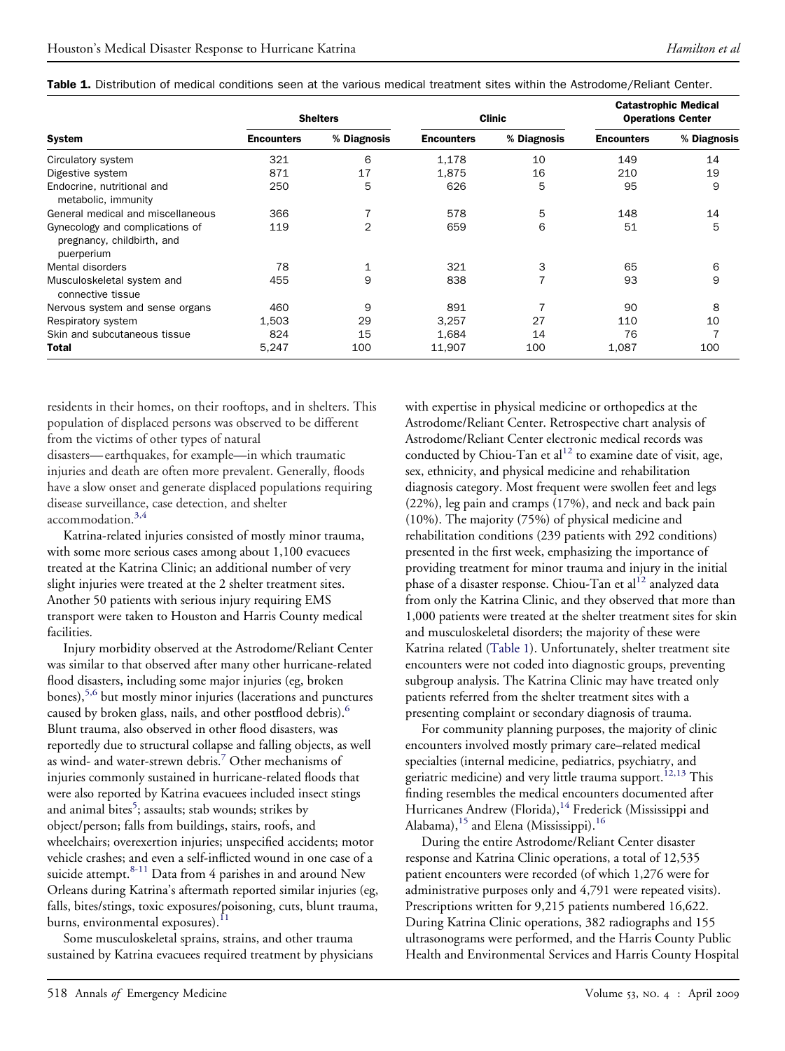**Table 1.** Distribution of medical conditions seen at the various medical treatment sites within the Astrodome/Reliant Center.

| System | Shelters | | Clinic | | Catastrophic Medical Operations Center | |
|---|---|---|---|---|---|---|
| | Encounters | % Diagnosis | Encounters | % Diagnosis | Encounters | % Diagnosis |
| Circulatory system | 321 | 6 | 1,178 | 10 | 149 | 14 |
| Digestive system | 871 | 17 | 1,875 | 16 | 210 | 19 |
| Endocrine, nutritional and metabolic, immunity | 250 | 5 | 626 | 5 | 95 | 9 |
| General medical and miscellaneous | 366 | 7 | 578 | 5 | 148 | 14 |
| Gynecology and complications of pregnancy, childbirth, and puerperium | 119 | 2 | 659 | 6 | 51 | 5 |
| Mental disorders | 78 | 1 | 321 | 3 | 65 | 6 |
| Musculoskeletal system and connective tissue | 455 | 9 | 838 | 7 | 93 | 9 |
| Nervous system and sense organs | 460 | 9 | 891 | 7 | 90 | 8 |
| Respiratory system | 1,503 | 29 | 3,257 | 27 | 110 | 10 |
| Skin and subcutaneous tissue | 824 | 15 | 1,684 | 14 | 76 | 7 |
| **Total** | 5,247 | 100 | 11,907 | 100 | 1,087 | 100 |

residents in their homes, on their rooftops, and in shelters. This population of displaced persons was observed to be different from the victims of other types of natural disasters— earthquakes, for example—in which traumatic injuries and death are often more prevalent. Generally, floods have a slow onset and generate displaced populations requiring disease surveillance, case detection, and shelter accommodation.[3,4]

Katrina-related injuries consisted of mostly minor trauma, with some more serious cases among about 1,100 evacuees treated at the Katrina Clinic; an additional number of very slight injuries were treated at the 2 shelter treatment sites. Another 50 patients with serious injury requiring EMS transport were taken to Houston and Harris County medical facilities.

Injury morbidity observed at the Astrodome/Reliant Center was similar to that observed after many other hurricane-related flood disasters, including some major injuries (eg, broken bones),[5,6] but mostly minor injuries (lacerations and punctures caused by broken glass, nails, and other postflood debris).[6] Blunt trauma, also observed in other flood disasters, was reportedly due to structural collapse and falling objects, as well as wind- and water-strewn debris.[7] Other mechanisms of injuries commonly sustained in hurricane-related floods that were also reported by Katrina evacuees included insect stings and animal bites[5]; assaults; stab wounds; strikes by object/person; falls from buildings, stairs, roofs, and wheelchairs; overexertion injuries; unspecified accidents; motor vehicle crashes; and even a self-inflicted wound in one case of a suicide attempt.[8-11] Data from 4 parishes in and around New Orleans during Katrina's aftermath reported similar injuries (eg, falls, bites/stings, toxic exposures/poisoning, cuts, blunt trauma, burns, environmental exposures).[11]

Some musculoskeletal sprains, strains, and other trauma sustained by Katrina evacuees required treatment by physicians with expertise in physical medicine or orthopedics at the Astrodome/Reliant Center. Retrospective chart analysis of Astrodome/Reliant Center electronic medical records was conducted by Chiou-Tan et al[12] to examine date of visit, age, sex, ethnicity, and physical medicine and rehabilitation diagnosis category. Most frequent were swollen feet and legs (22%), leg pain and cramps (17%), and neck and back pain (10%). The majority (75%) of physical medicine and rehabilitation conditions (239 patients with 292 conditions) presented in the first week, emphasizing the importance of providing treatment for minor trauma and injury in the initial phase of a disaster response. Chiou-Tan et al[12] analyzed data from only the Katrina Clinic, and they observed that more than 1,000 patients were treated at the shelter treatment sites for skin and musculoskeletal disorders; the majority of these were Katrina related (Table 1). Unfortunately, shelter treatment site encounters were not coded into diagnostic groups, preventing subgroup analysis. The Katrina Clinic may have treated only patients referred from the shelter treatment sites with a presenting complaint or secondary diagnosis of trauma.

For community planning purposes, the majority of clinic encounters involved mostly primary care–related medical specialties (internal medicine, pediatrics, psychiatry, and geriatric medicine) and very little trauma support.[12,13] This finding resembles the medical encounters documented after Hurricanes Andrew (Florida),[14] Frederick (Mississippi and Alabama),[15] and Elena (Mississippi).[16]

During the entire Astrodome/Reliant Center disaster response and Katrina Clinic operations, a total of 12,535 patient encounters were recorded (of which 1,276 were for administrative purposes only and 4,791 were repeated visits). Prescriptions written for 9,215 patients numbered 16,622. During Katrina Clinic operations, 382 radiographs and 155 ultrasonograms were performed, and the Harris County Public Health and Environmental Services and Harris County Hospital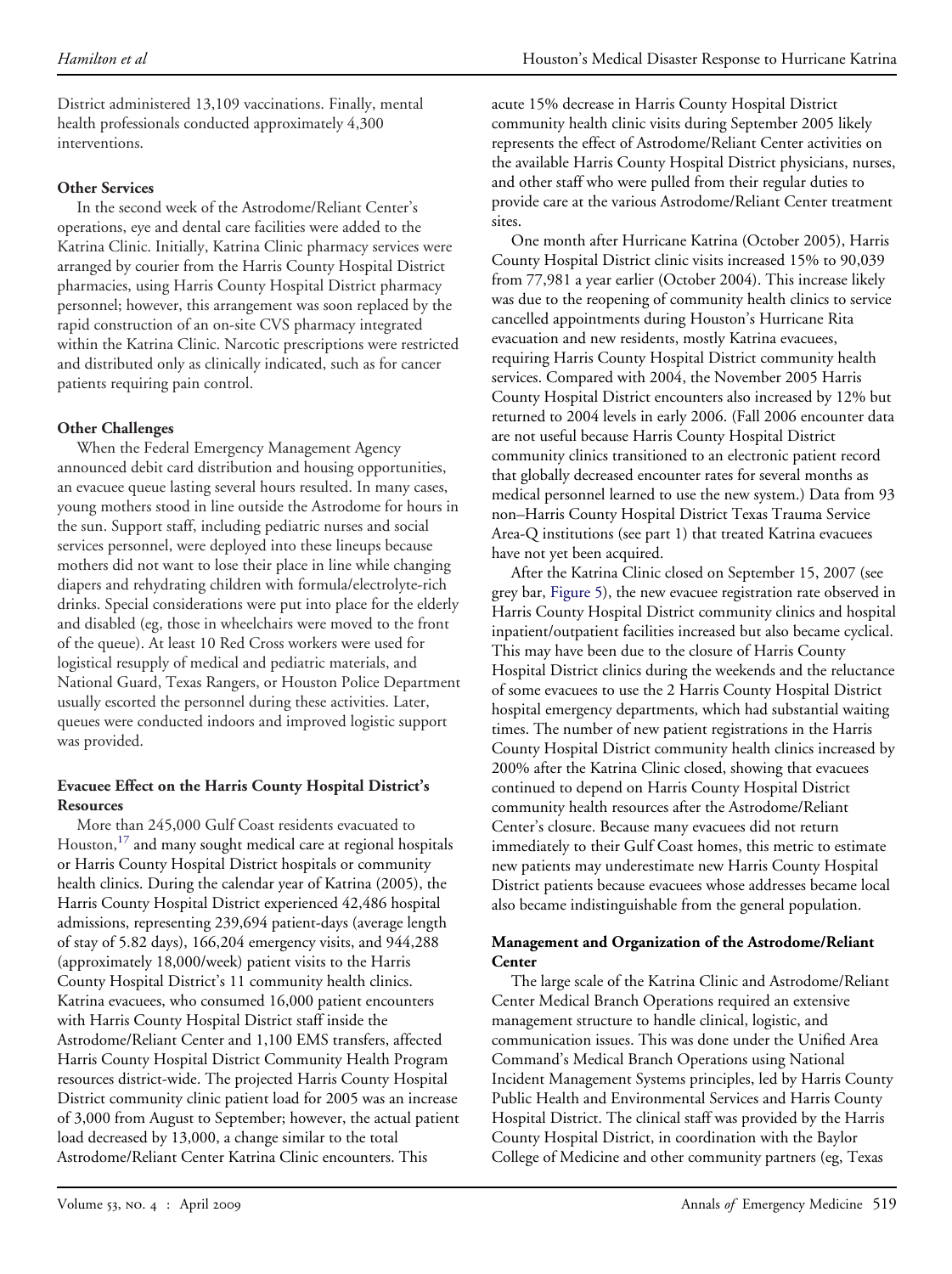District administered 13,109 vaccinations. Finally, mental health professionals conducted approximately 4,300 interventions.

**Other Services**

In the second week of the Astrodome/Reliant Center's operations, eye and dental care facilities were added to the Katrina Clinic. Initially, Katrina Clinic pharmacy services were arranged by courier from the Harris County Hospital District pharmacies, using Harris County Hospital District pharmacy personnel; however, this arrangement was soon replaced by the rapid construction of an on-site CVS pharmacy integrated within the Katrina Clinic. Narcotic prescriptions were restricted and distributed only as clinically indicated, such as for cancer patients requiring pain control.

**Other Challenges**

When the Federal Emergency Management Agency announced debit card distribution and housing opportunities, an evacuee queue lasting several hours resulted. In many cases, young mothers stood in line outside the Astrodome for hours in the sun. Support staff, including pediatric nurses and social services personnel, were deployed into these lineups because mothers did not want to lose their place in line while changing diapers and rehydrating children with formula/electrolyte-rich drinks. Special considerations were put into place for the elderly and disabled (eg, those in wheelchairs were moved to the front of the queue). At least 10 Red Cross workers were used for logistical resupply of medical and pediatric materials, and National Guard, Texas Rangers, or Houston Police Department usually escorted the personnel during these activities. Later, queues were conducted indoors and improved logistic support was provided.

**Evacuee Effect on the Harris County Hospital District's Resources**

More than 245,000 Gulf Coast residents evacuated to Houston,[17] and many sought medical care at regional hospitals or Harris County Hospital District hospitals or community health clinics. During the calendar year of Katrina (2005), the Harris County Hospital District experienced 42,486 hospital admissions, representing 239,694 patient-days (average length of stay of 5.82 days), 166,204 emergency visits, and 944,288 (approximately 18,000/week) patient visits to the Harris County Hospital District's 11 community health clinics. Katrina evacuees, who consumed 16,000 patient encounters with Harris County Hospital District staff inside the Astrodome/Reliant Center and 1,100 EMS transfers, affected Harris County Hospital District Community Health Program resources district-wide. The projected Harris County Hospital District community clinic patient load for 2005 was an increase of 3,000 from August to September; however, the actual patient load decreased by 13,000, a change similar to the total Astrodome/Reliant Center Katrina Clinic encounters. This acute 15% decrease in Harris County Hospital District community health clinic visits during September 2005 likely represents the effect of Astrodome/Reliant Center activities on the available Harris County Hospital District physicians, nurses, and other staff who were pulled from their regular duties to provide care at the various Astrodome/Reliant Center treatment sites.

One month after Hurricane Katrina (October 2005), Harris County Hospital District clinic visits increased 15% to 90,039 from 77,981 a year earlier (October 2004). This increase likely was due to the reopening of community health clinics to service cancelled appointments during Houston's Hurricane Rita evacuation and new residents, mostly Katrina evacuees, requiring Harris County Hospital District community health services. Compared with 2004, the November 2005 Harris County Hospital District encounters also increased by 12% but returned to 2004 levels in early 2006. (Fall 2006 encounter data are not useful because Harris County Hospital District community clinics transitioned to an electronic patient record that globally decreased encounter rates for several months as medical personnel learned to use the new system.) Data from 93 non–Harris County Hospital District Texas Trauma Service Area-Q institutions (see part 1) that treated Katrina evacuees have not yet been acquired.

After the Katrina Clinic closed on September 15, 2007 (see grey bar, Figure 5), the new evacuee registration rate observed in Harris County Hospital District community clinics and hospital inpatient/outpatient facilities increased but also became cyclical. This may have been due to the closure of Harris County Hospital District clinics during the weekends and the reluctance of some evacuees to use the 2 Harris County Hospital District hospital emergency departments, which had substantial waiting times. The number of new patient registrations in the Harris County Hospital District community health clinics increased by 200% after the Katrina Clinic closed, showing that evacuees continued to depend on Harris County Hospital District community health resources after the Astrodome/Reliant Center's closure. Because many evacuees did not return immediately to their Gulf Coast homes, this metric to estimate new patients may underestimate new Harris County Hospital District patients because evacuees whose addresses became local also became indistinguishable from the general population.

**Management and Organization of the Astrodome/Reliant Center**

The large scale of the Katrina Clinic and Astrodome/Reliant Center Medical Branch Operations required an extensive management structure to handle clinical, logistic, and communication issues. This was done under the Unified Area Command's Medical Branch Operations using National Incident Management Systems principles, led by Harris County Public Health and Environmental Services and Harris County Hospital District. The clinical staff was provided by the Harris County Hospital District, in coordination with the Baylor College of Medicine and other community partners (eg, Texas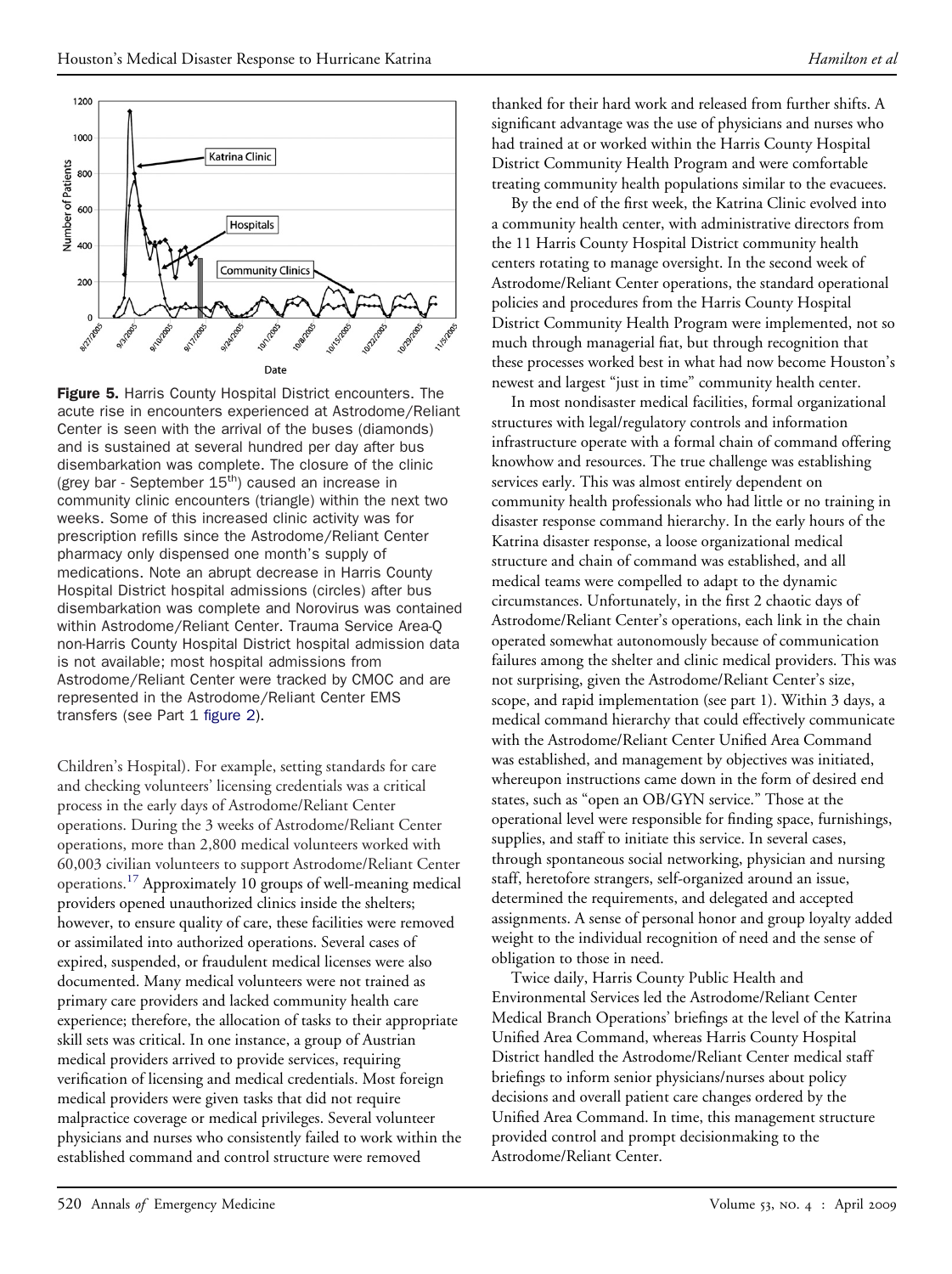**Figure 5.** Harris County Hospital District encounters. The acute rise in encounters experienced at Astrodome/Reliant Center is seen with the arrival of the buses (diamonds) and is sustained at several hundred per day after bus disembarkation was complete. The closure of the clinic (grey bar - September 15th) caused an increase in community clinic encounters (triangle) within the next two weeks. Some of this increased clinic activity was for prescription refills since the Astrodome/Reliant Center pharmacy only dispensed one month's supply of medications. Note an abrupt decrease in Harris County Hospital District hospital admissions (circles) after bus disembarkation was complete and Norovirus was contained within Astrodome/Reliant Center. Trauma Service Area-Q non-Harris County Hospital District hospital admission data is not available; most hospital admissions from Astrodome/Reliant Center were tracked by CMOC and are represented in the Astrodome/Reliant Center EMS transfers (see Part 1 figure 2).

Children's Hospital). For example, setting standards for care and checking volunteers' licensing credentials was a critical process in the early days of Astrodome/Reliant Center operations. During the 3 weeks of Astrodome/Reliant Center operations, more than 2,800 medical volunteers worked with 60,003 civilian volunteers to support Astrodome/Reliant Center operations.[17] Approximately 10 groups of well-meaning medical providers opened unauthorized clinics inside the shelters; however, to ensure quality of care, these facilities were removed or assimilated into authorized operations. Several cases of expired, suspended, or fraudulent medical licenses were also documented. Many medical volunteers were not trained as primary care providers and lacked community health care experience; therefore, the allocation of tasks to their appropriate skill sets was critical. In one instance, a group of Austrian medical providers arrived to provide services, requiring verification of licensing and medical credentials. Most foreign medical providers were given tasks that did not require malpractice coverage or medical privileges. Several volunteer physicians and nurses who consistently failed to work within the established command and control structure were removed thanked for their hard work and released from further shifts. A significant advantage was the use of physicians and nurses who had trained at or worked within the Harris County Hospital District Community Health Program and were comfortable treating community health populations similar to the evacuees.

By the end of the first week, the Katrina Clinic evolved into a community health center, with administrative directors from the 11 Harris County Hospital District community health centers rotating to manage oversight. In the second week of Astrodome/Reliant Center operations, the standard operational policies and procedures from the Harris County Hospital District Community Health Program were implemented, not so much through managerial fiat, but through recognition that these processes worked best in what had now become Houston's newest and largest "just in time" community health center.

In most nondisaster medical facilities, formal organizational structures with legal/regulatory controls and information infrastructure operate with a formal chain of command offering knowhow and resources. The true challenge was establishing services early. This was almost entirely dependent on community health professionals who had little or no training in disaster response command hierarchy. In the early hours of the Katrina disaster response, a loose organizational medical structure and chain of command was established, and all medical teams were compelled to adapt to the dynamic circumstances. Unfortunately, in the first 2 chaotic days of Astrodome/Reliant Center's operations, each link in the chain operated somewhat autonomously because of communication failures among the shelter and clinic medical providers. This was not surprising, given the Astrodome/Reliant Center's size, scope, and rapid implementation (see part 1). Within 3 days, a medical command hierarchy that could effectively communicate with the Astrodome/Reliant Center Unified Area Command was established, and management by objectives was initiated, whereupon instructions came down in the form of desired end states, such as "open an OB/GYN service." Those at the operational level were responsible for finding space, furnishings, supplies, and staff to initiate this service. In several cases, through spontaneous social networking, physician and nursing staff, heretofore strangers, self-organized around an issue, determined the requirements, and delegated and accepted assignments. A sense of personal honor and group loyalty added weight to the individual recognition of need and the sense of obligation to those in need.

Twice daily, Harris County Public Health and Environmental Services led the Astrodome/Reliant Center Medical Branch Operations' briefings at the level of the Katrina Unified Area Command, whereas Harris County Hospital District handled the Astrodome/Reliant Center medical staff briefings to inform senior physicians/nurses about policy decisions and overall patient care changes ordered by the Unified Area Command. In time, this management structure provided control and prompt decisionmaking to the Astrodome/Reliant Center.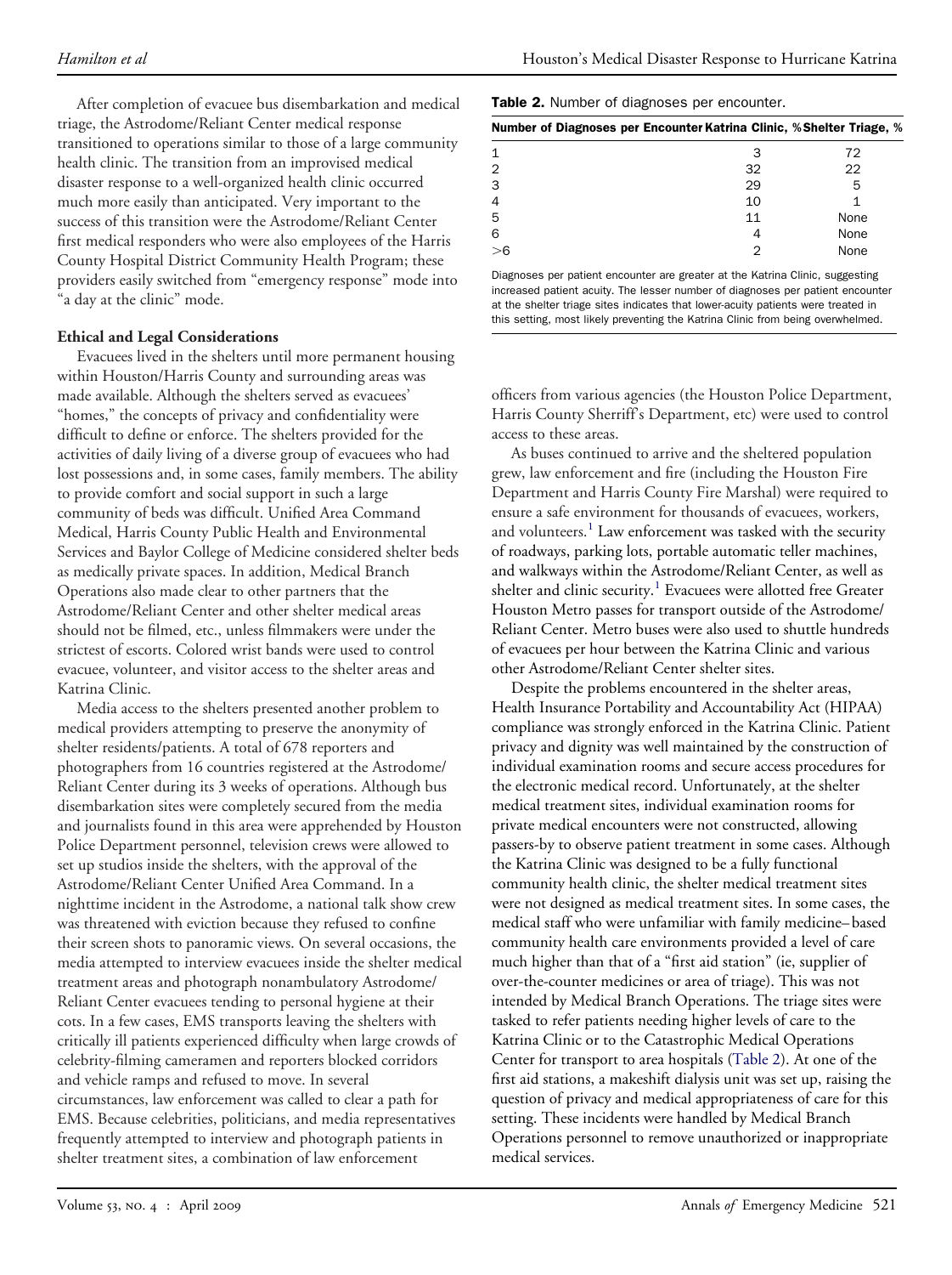After completion of evacuee bus disembarkation and medical triage, the Astrodome/Reliant Center medical response transitioned to operations similar to those of a large community health clinic. The transition from an improvised medical disaster response to a well-organized health clinic occurred much more easily than anticipated. Very important to the success of this transition were the Astrodome/Reliant Center first medical responders who were also employees of the Harris County Hospital District Community Health Program; these providers easily switched from "emergency response" mode into "a day at the clinic" mode.

**Ethical and Legal Considerations**

Evacuees lived in the shelters until more permanent housing within Houston/Harris County and surrounding areas was made available. Although the shelters served as evacuees' "homes," the concepts of privacy and confidentiality were difficult to define or enforce. The shelters provided for the activities of daily living of a diverse group of evacuees who had lost possessions and, in some cases, family members. The ability to provide comfort and social support in such a large community of beds was difficult. Unified Area Command Medical, Harris County Public Health and Environmental Services and Baylor College of Medicine considered shelter beds as medically private spaces. In addition, Medical Branch Operations also made clear to other partners that the Astrodome/Reliant Center and other shelter medical areas should not be filmed, etc., unless filmmakers were under the strictest of escorts. Colored wrist bands were used to control evacuee, volunteer, and visitor access to the shelter areas and Katrina Clinic.

Media access to the shelters presented another problem to medical providers attempting to preserve the anonymity of shelter residents/patients. A total of 678 reporters and photographers from 16 countries registered at the Astrodome/Reliant Center during its 3 weeks of operations. Although bus disembarkation sites were completely secured from the media and journalists found in this area were apprehended by Houston Police Department personnel, television crews were allowed to set up studios inside the shelters, with the approval of the Astrodome/Reliant Center Unified Area Command. In a nighttime incident in the Astrodome, a national talk show crew was threatened with eviction because they refused to confine their screen shots to panoramic views. On several occasions, the media attempted to interview evacuees inside the shelter medical treatment areas and photograph nonambulatory Astrodome/Reliant Center evacuees tending to personal hygiene at their cots. In a few cases, EMS transports leaving the shelters with critically ill patients experienced difficulty when large crowds of celebrity-filming cameramen and reporters blocked corridors and vehicle ramps and refused to move. In several circumstances, law enforcement was called to clear a path for EMS. Because celebrities, politicians, and media representatives frequently attempted to interview and photograph patients in shelter treatment sites, a combination of law enforcement officers from various agencies (the Houston Police Department, Harris County Sherriff's Department, etc) were used to control access to these areas.

As buses continued to arrive and the sheltered population grew, law enforcement and fire (including the Houston Fire Department and Harris County Fire Marshal) were required to ensure a safe environment for thousands of evacuees, workers, and volunteers.[1] Law enforcement was tasked with the security of roadways, parking lots, portable automatic teller machines, and walkways within the Astrodome/Reliant Center, as well as shelter and clinic security.[1] Evacuees were allotted free Greater Houston Metro passes for transport outside of the Astrodome/Reliant Center. Metro buses were also used to shuttle hundreds of evacuees per hour between the Katrina Clinic and various other Astrodome/Reliant Center shelter sites.

Despite the problems encountered in the shelter areas, Health Insurance Portability and Accountability Act (HIPAA) compliance was strongly enforced in the Katrina Clinic. Patient privacy and dignity was well maintained by the construction of individual examination rooms and secure access procedures for the electronic medical record. Unfortunately, at the shelter medical treatment sites, individual examination rooms for private medical encounters were not constructed, allowing passers-by to observe patient treatment in some cases. Although the Katrina Clinic was designed to be a fully functional community health clinic, the shelter medical treatment sites were not designed as medical treatment sites. In some cases, the medical staff who were unfamiliar with family medicine–based community health care environments provided a level of care much higher than that of a "first aid station" (ie, supplier of over-the-counter medicines or area of triage). This was not intended by Medical Branch Operations. The triage sites were tasked to refer patients needing higher levels of care to the Katrina Clinic or to the Catastrophic Medical Operations Center for transport to area hospitals (Table 2). At one of the first aid stations, a makeshift dialysis unit was set up, raising the question of privacy and medical appropriateness of care for this setting. These incidents were handled by Medical Branch Operations personnel to remove unauthorized or inappropriate medical services.

**Table 2.** Number of diagnoses per encounter.

| Number of Diagnoses per Encounter | Katrina Clinic, % | Shelter Triage, % |
|---|---|---|
| 1 | 3 | 72 |
| 2 | 32 | 22 |
| 3 | 29 | 5 |
| 4 | 10 | 1 |
| 5 | 11 | None |
| 6 | 4 | None |
| >6 | 2 | None |

Diagnoses per patient encounter are greater at the Katrina Clinic, suggesting increased patient acuity. The lesser number of diagnoses per patient encounter at the shelter triage sites indicates that lower-acuity patients were treated in this setting, most likely preventing the Katrina Clinic from being overwhelmed.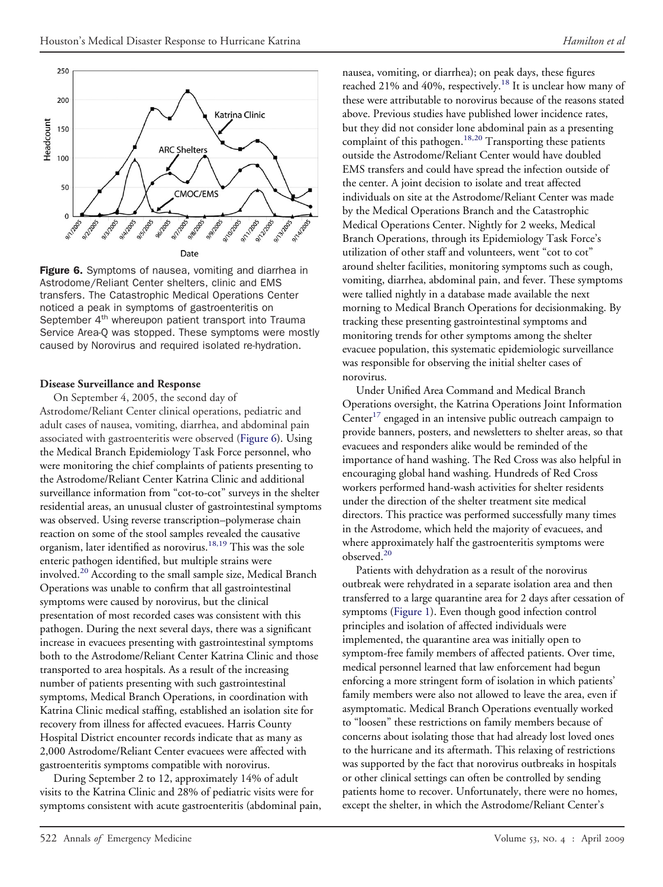**Figure 6.** Symptoms of nausea, vomiting and diarrhea in Astrodome/Reliant Center shelters, clinic and EMS transfers. The Catastrophic Medical Operations Center noticed a peak in symptoms of gastroenteritis on September 4th whereupon patient transport into Trauma Service Area-Q was stopped. These symptoms were mostly caused by Norovirus and required isolated re-hydration.

**Disease Surveillance and Response**

On September 4, 2005, the second day of Astrodome/Reliant Center clinical operations, pediatric and adult cases of nausea, vomiting, diarrhea, and abdominal pain associated with gastroenteritis were observed (Figure 6). Using the Medical Branch Epidemiology Task Force personnel, who were monitoring the chief complaints of patients presenting to the Astrodome/Reliant Center Katrina Clinic and additional surveillance information from "cot-to-cot" surveys in the shelter residential areas, an unusual cluster of gastrointestinal symptoms was observed. Using reverse transcription–polymerase chain reaction on some of the stool samples revealed the causative organism, later identified as norovirus.[18,19] This was the sole enteric pathogen identified, but multiple strains were involved.[20] According to the small sample size, Medical Branch Operations was unable to confirm that all gastrointestinal symptoms were caused by norovirus, but the clinical presentation of most recorded cases was consistent with this pathogen. During the next several days, there was a significant increase in evacuees presenting with gastrointestinal symptoms both to the Astrodome/Reliant Center Katrina Clinic and those transported to area hospitals. As a result of the increasing number of patients presenting with such gastrointestinal symptoms, Medical Branch Operations, in coordination with Katrina Clinic medical staffing, established an isolation site for recovery from illness for affected evacuees. Harris County Hospital District encounter records indicate that as many as 2,000 Astrodome/Reliant Center evacuees were affected with gastroenteritis symptoms compatible with norovirus.

During September 2 to 12, approximately 14% of adult visits to the Katrina Clinic and 28% of pediatric visits were for symptoms consistent with acute gastroenteritis (abdominal pain, nausea, vomiting, or diarrhea); on peak days, these figures reached 21% and 40%, respectively.[18] It is unclear how many of these were attributable to norovirus because of the reasons stated above. Previous studies have published lower incidence rates, but they did not consider lone abdominal pain as a presenting complaint of this pathogen.[18,20] Transporting these patients outside the Astrodome/Reliant Center would have doubled EMS transfers and could have spread the infection outside of the center. A joint decision to isolate and treat affected individuals on site at the Astrodome/Reliant Center was made by the Medical Operations Branch and the Catastrophic Medical Operations Center. Nightly for 2 weeks, Medical Branch Operations, through its Epidemiology Task Force's utilization of other staff and volunteers, went "cot to cot" around shelter facilities, monitoring symptoms such as cough, vomiting, diarrhea, abdominal pain, and fever. These symptoms were tallied nightly in a database made available the next morning to Medical Branch Operations for decisionmaking. By tracking these presenting gastrointestinal symptoms and monitoring trends for other symptoms among the shelter evacuee population, this systematic epidemiologic surveillance was responsible for observing the initial shelter cases of norovirus.

Under Unified Area Command and Medical Branch Operations oversight, the Katrina Operations Joint Information Center[17] engaged in an intensive public outreach campaign to provide banners, posters, and newsletters to shelter areas, so that evacuees and responders alike would be reminded of the importance of hand washing. The Red Cross was also helpful in encouraging global hand washing. Hundreds of Red Cross workers performed hand-wash activities for shelter residents under the direction of the shelter treatment site medical directors. This practice was performed successfully many times in the Astrodome, which held the majority of evacuees, and where approximately half the gastroenteritis symptoms were observed.[20]

Patients with dehydration as a result of the norovirus outbreak were rehydrated in a separate isolation area and then transferred to a large quarantine area for 2 days after cessation of symptoms (Figure 1). Even though good infection control principles and isolation of affected individuals were implemented, the quarantine area was initially open to symptom-free family members of affected patients. Over time, medical personnel learned that law enforcement had begun enforcing a more stringent form of isolation in which patients' family members were also not allowed to leave the area, even if asymptomatic. Medical Branch Operations eventually worked to "loosen" these restrictions on family members because of concerns about isolating those that had already lost loved ones to the hurricane and its aftermath. This relaxing of restrictions was supported by the fact that norovirus outbreaks in hospitals or other clinical settings can often be controlled by sending patients home to recover. Unfortunately, there were no homes, except the shelter, in which the Astrodome/Reliant Center's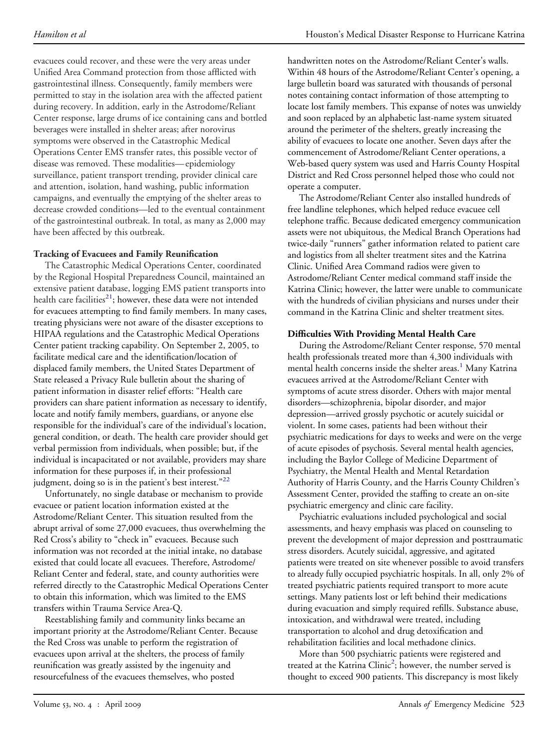evacuees could recover, and these were the very areas under Unified Area Command protection from those afflicted with gastrointestinal illness. Consequently, family members were permitted to stay in the isolation area with the affected patient during recovery. In addition, early in the Astrodome/Reliant Center response, large drums of ice containing cans and bottled beverages were installed in shelter areas; after norovirus symptoms were observed in the Catastrophic Medical Operations Center EMS transfer rates, this possible vector of disease was removed. These modalities—epidemiology surveillance, patient transport trending, provider clinical care and attention, isolation, hand washing, public information campaigns, and eventually the emptying of the shelter areas to decrease crowded conditions—led to the eventual containment of the gastrointestinal outbreak. In total, as many as 2,000 may have been affected by this outbreak.

**Tracking of Evacuees and Family Reunification**

The Catastrophic Medical Operations Center, coordinated by the Regional Hospital Preparedness Council, maintained an extensive patient database, logging EMS patient transports into health care facilities[21]; however, these data were not intended for evacuees attempting to find family members. In many cases, treating physicians were not aware of the disaster exceptions to HIPAA regulations and the Catastrophic Medical Operations Center patient tracking capability. On September 2, 2005, to facilitate medical care and the identification/location of displaced family members, the United States Department of State released a Privacy Rule bulletin about the sharing of patient information in disaster relief efforts: "Health care providers can share patient information as necessary to identify, locate and notify family members, guardians, or anyone else responsible for the individual's care of the individual's location, general condition, or death. The health care provider should get verbal permission from individuals, when possible; but, if the individual is incapacitated or not available, providers may share information for these purposes if, in their professional judgment, doing so is in the patient's best interest."[22]

Unfortunately, no single database or mechanism to provide evacuee or patient location information existed at the Astrodome/Reliant Center. This situation resulted from the abrupt arrival of some 27,000 evacuees, thus overwhelming the Red Cross's ability to "check in" evacuees. Because such information was not recorded at the initial intake, no database existed that could locate all evacuees. Therefore, Astrodome/Reliant Center and federal, state, and county authorities were referred directly to the Catastrophic Medical Operations Center to obtain this information, which was limited to the EMS transfers within Trauma Service Area-Q.

Reestablishing family and community links became an important priority at the Astrodome/Reliant Center. Because the Red Cross was unable to perform the registration of evacuees upon arrival at the shelters, the process of family reunification was greatly assisted by the ingenuity and resourcefulness of the evacuees themselves, who posted handwritten notes on the Astrodome/Reliant Center's walls. Within 48 hours of the Astrodome/Reliant Center's opening, a large bulletin board was saturated with thousands of personal notes containing contact information of those attempting to locate lost family members. This expanse of notes was unwieldy and soon replaced by an alphabetic last-name system situated around the perimeter of the shelters, greatly increasing the ability of evacuees to locate one another. Seven days after the commencement of Astrodome/Reliant Center operations, a Web-based query system was used and Harris County Hospital District and Red Cross personnel helped those who could not operate a computer.

The Astrodome/Reliant Center also installed hundreds of free landline telephones, which helped reduce evacuee cell telephone traffic. Because dedicated emergency communication assets were not ubiquitous, the Medical Branch Operations had twice-daily "runners" gather information related to patient care and logistics from all shelter treatment sites and the Katrina Clinic. Unified Area Command radios were given to Astrodome/Reliant Center medical command staff inside the Katrina Clinic; however, the latter were unable to communicate with the hundreds of civilian physicians and nurses under their command in the Katrina Clinic and shelter treatment sites.

**Difficulties With Providing Mental Health Care**

During the Astrodome/Reliant Center response, 570 mental health professionals treated more than 4,300 individuals with mental health concerns inside the shelter areas.[1] Many Katrina evacuees arrived at the Astrodome/Reliant Center with symptoms of acute stress disorder. Others with major mental disorders—schizophrenia, bipolar disorder, and major depression—arrived grossly psychotic or acutely suicidal or violent. In some cases, patients had been without their psychiatric medications for days to weeks and were on the verge of acute episodes of psychosis. Several mental health agencies, including the Baylor College of Medicine Department of Psychiatry, the Mental Health and Mental Retardation Authority of Harris County, and the Harris County Children's Assessment Center, provided the staffing to create an on-site psychiatric emergency and clinic care facility.

Psychiatric evaluations included psychological and social assessments, and heavy emphasis was placed on counseling to prevent the development of major depression and posttraumatic stress disorders. Acutely suicidal, aggressive, and agitated patients were treated on site whenever possible to avoid transfers to already fully occupied psychiatric hospitals. In all, only 2% of treated psychiatric patients required transport to more acute settings. Many patients lost or left behind their medications during evacuation and simply required refills. Substance abuse, intoxication, and withdrawal were treated, including transportation to alcohol and drug detoxification and rehabilitation facilities and local methadone clinics.

More than 500 psychiatric patients were registered and treated at the Katrina Clinic[2]; however, the number served is thought to exceed 900 patients. This discrepancy is most likely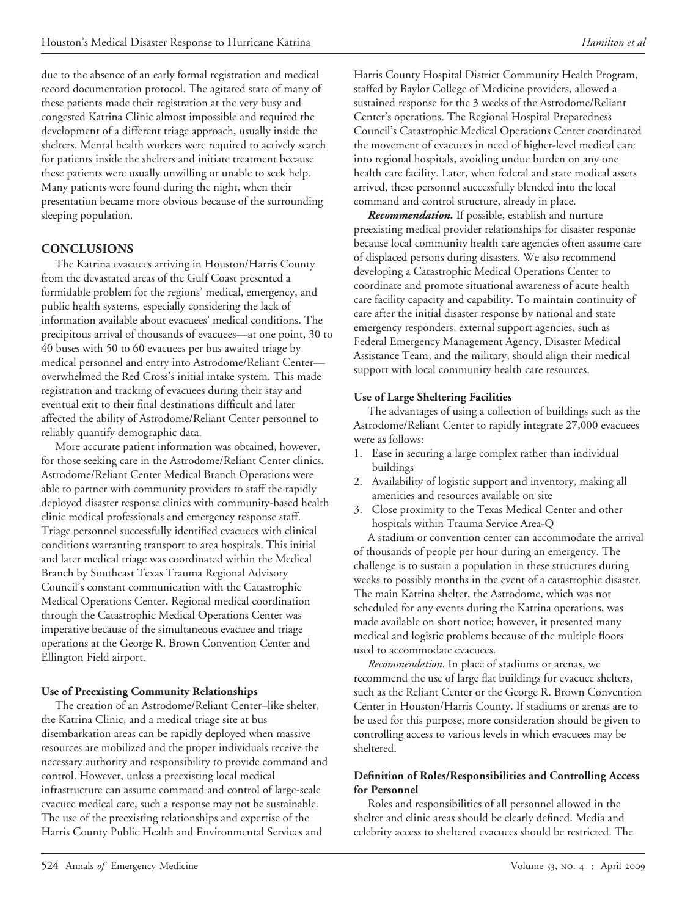due to the absence of an early formal registration and medical record documentation protocol. The agitated state of many of these patients made their registration at the very busy and congested Katrina Clinic almost impossible and required the development of a different triage approach, usually inside the shelters. Mental health workers were required to actively search for patients inside the shelters and initiate treatment because these patients were usually unwilling or unable to seek help. Many patients were found during the night, when their presentation became more obvious because of the surrounding sleeping population.

## CONCLUSIONS

The Katrina evacuees arriving in Houston/Harris County from the devastated areas of the Gulf Coast presented a formidable problem for the regions' medical, emergency, and public health systems, especially considering the lack of information available about evacuees' medical conditions. The precipitous arrival of thousands of evacuees—at one point, 30 to 40 buses with 50 to 60 evacuees per bus awaited triage by medical personnel and entry into Astrodome/Reliant Center—overwhelmed the Red Cross's initial intake system. This made registration and tracking of evacuees during their stay and eventual exit to their final destinations difficult and later affected the ability of Astrodome/Reliant Center personnel to reliably quantify demographic data.

More accurate patient information was obtained, however, for those seeking care in the Astrodome/Reliant Center clinics. Astrodome/Reliant Center Medical Branch Operations were able to partner with community providers to staff the rapidly deployed disaster response clinics with community-based health clinic medical professionals and emergency response staff. Triage personnel successfully identified evacuees with clinical conditions warranting transport to area hospitals. This initial and later medical triage was coordinated within the Medical Branch by Southeast Texas Trauma Regional Advisory Council's constant communication with the Catastrophic Medical Operations Center. Regional medical coordination through the Catastrophic Medical Operations Center was imperative because of the simultaneous evacuee and triage operations at the George R. Brown Convention Center and Ellington Field airport.

### Use of Preexisting Community Relationships

The creation of an Astrodome/Reliant Center–like shelter, the Katrina Clinic, and a medical triage site at bus disembarkation areas can be rapidly deployed when massive resources are mobilized and the proper individuals receive the necessary authority and responsibility to provide command and control. However, unless a preexisting local medical infrastructure can assume command and control of large-scale evacuee medical care, such a response may not be sustainable. The use of the preexisting relationships and expertise of the Harris County Public Health and Environmental Services and Harris County Hospital District Community Health Program, staffed by Baylor College of Medicine providers, allowed a sustained response for the 3 weeks of the Astrodome/Reliant Center's operations. The Regional Hospital Preparedness Council's Catastrophic Medical Operations Center coordinated the movement of evacuees in need of higher-level medical care into regional hospitals, avoiding undue burden on any one health care facility. Later, when federal and state medical assets arrived, these personnel successfully blended into the local command and control structure, already in place.

***Recommendation.*** If possible, establish and nurture preexisting medical provider relationships for disaster response because local community health care agencies often assume care of displaced persons during disasters. We also recommend developing a Catastrophic Medical Operations Center to coordinate and promote situational awareness of acute health care facility capacity and capability. To maintain continuity of care after the initial disaster response by national and state emergency responders, external support agencies, such as Federal Emergency Management Agency, Disaster Medical Assistance Team, and the military, should align their medical support with local community health care resources.

### Use of Large Sheltering Facilities

The advantages of using a collection of buildings such as the Astrodome/Reliant Center to rapidly integrate 27,000 evacuees were as follows:

1. Ease in securing a large complex rather than individual buildings
2. Availability of logistic support and inventory, making all amenities and resources available on site
3. Close proximity to the Texas Medical Center and other hospitals within Trauma Service Area-Q

A stadium or convention center can accommodate the arrival of thousands of people per hour during an emergency. The challenge is to sustain a population in these structures during weeks to possibly months in the event of a catastrophic disaster. The main Katrina shelter, the Astrodome, which was not scheduled for any events during the Katrina operations, was made available on short notice; however, it presented many medical and logistic problems because of the multiple floors used to accommodate evacuees.

*Recommendation*. In place of stadiums or arenas, we recommend the use of large flat buildings for evacuee shelters, such as the Reliant Center or the George R. Brown Convention Center in Houston/Harris County. If stadiums or arenas are to be used for this purpose, more consideration should be given to controlling access to various levels in which evacuees may be sheltered.

### Definition of Roles/Responsibilities and Controlling Access for Personnel

Roles and responsibilities of all personnel allowed in the shelter and clinic areas should be clearly defined. Media and celebrity access to sheltered evacuees should be restricted. The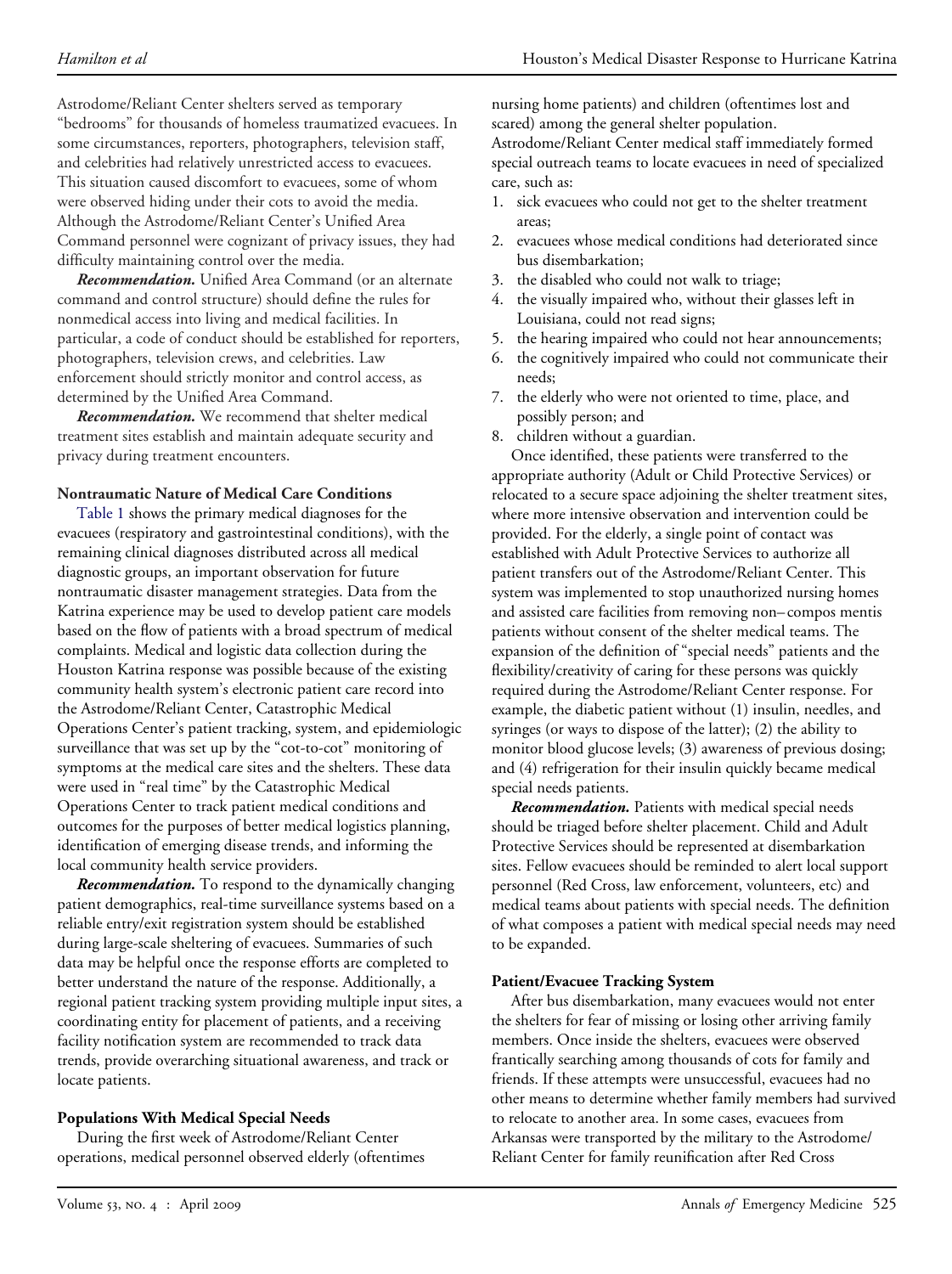Astrodome/Reliant Center shelters served as temporary "bedrooms" for thousands of homeless traumatized evacuees. In some circumstances, reporters, photographers, television staff, and celebrities had relatively unrestricted access to evacuees. This situation caused discomfort to evacuees, some of whom were observed hiding under their cots to avoid the media. Although the Astrodome/Reliant Center's Unified Area Command personnel were cognizant of privacy issues, they had difficulty maintaining control over the media.

***Recommendation.*** Unified Area Command (or an alternate command and control structure) should define the rules for nonmedical access into living and medical facilities. In particular, a code of conduct should be established for reporters, photographers, television crews, and celebrities. Law enforcement should strictly monitor and control access, as determined by the Unified Area Command.

***Recommendation.*** We recommend that shelter medical treatment sites establish and maintain adequate security and privacy during treatment encounters.

**Nontraumatic Nature of Medical Care Conditions**

Table 1 shows the primary medical diagnoses for the evacuees (respiratory and gastrointestinal conditions), with the remaining clinical diagnoses distributed across all medical diagnostic groups, an important observation for future nontraumatic disaster management strategies. Data from the Katrina experience may be used to develop patient care models based on the flow of patients with a broad spectrum of medical complaints. Medical and logistic data collection during the Houston Katrina response was possible because of the existing community health system's electronic patient care record into the Astrodome/Reliant Center, Catastrophic Medical Operations Center's patient tracking, system, and epidemiologic surveillance that was set up by the "cot-to-cot" monitoring of symptoms at the medical care sites and the shelters. These data were used in "real time" by the Catastrophic Medical Operations Center to track patient medical conditions and outcomes for the purposes of better medical logistics planning, identification of emerging disease trends, and informing the local community health service providers.

***Recommendation.*** To respond to the dynamically changing patient demographics, real-time surveillance systems based on a reliable entry/exit registration system should be established during large-scale sheltering of evacuees. Summaries of such data may be helpful once the response efforts are completed to better understand the nature of the response. Additionally, a regional patient tracking system providing multiple input sites, a coordinating entity for placement of patients, and a receiving facility notification system are recommended to track data trends, provide overarching situational awareness, and track or locate patients.

**Populations With Medical Special Needs**

During the first week of Astrodome/Reliant Center operations, medical personnel observed elderly (oftentimes nursing home patients) and children (oftentimes lost and scared) among the general shelter population. Astrodome/Reliant Center medical staff immediately formed special outreach teams to locate evacuees in need of specialized care, such as:

1. sick evacuees who could not get to the shelter treatment areas;
2. evacuees whose medical conditions had deteriorated since bus disembarkation;
3. the disabled who could not walk to triage;
4. the visually impaired who, without their glasses left in Louisiana, could not read signs;
5. the hearing impaired who could not hear announcements;
6. the cognitively impaired who could not communicate their needs;
7. the elderly who were not oriented to time, place, and possibly person; and
8. children without a guardian.

Once identified, these patients were transferred to the appropriate authority (Adult or Child Protective Services) or relocated to a secure space adjoining the shelter treatment sites, where more intensive observation and intervention could be provided. For the elderly, a single point of contact was established with Adult Protective Services to authorize all patient transfers out of the Astrodome/Reliant Center. This system was implemented to stop unauthorized nursing homes and assisted care facilities from removing non–compos mentis patients without consent of the shelter medical teams. The expansion of the definition of "special needs" patients and the flexibility/creativity of caring for these persons was quickly required during the Astrodome/Reliant Center response. For example, the diabetic patient without (1) insulin, needles, and syringes (or ways to dispose of the latter); (2) the ability to monitor blood glucose levels; (3) awareness of previous dosing; and (4) refrigeration for their insulin quickly became medical special needs patients.

***Recommendation.*** Patients with medical special needs should be triaged before shelter placement. Child and Adult Protective Services should be represented at disembarkation sites. Fellow evacuees should be reminded to alert local support personnel (Red Cross, law enforcement, volunteers, etc) and medical teams about patients with special needs. The definition of what composes a patient with medical special needs may need to be expanded.

**Patient/Evacuee Tracking System**

After bus disembarkation, many evacuees would not enter the shelters for fear of missing or losing other arriving family members. Once inside the shelters, evacuees were observed frantically searching among thousands of cots for family and friends. If these attempts were unsuccessful, evacuees had no other means to determine whether family members had survived to relocate to another area. In some cases, evacuees from Arkansas were transported by the military to the Astrodome/Reliant Center for family reunification after Red Cross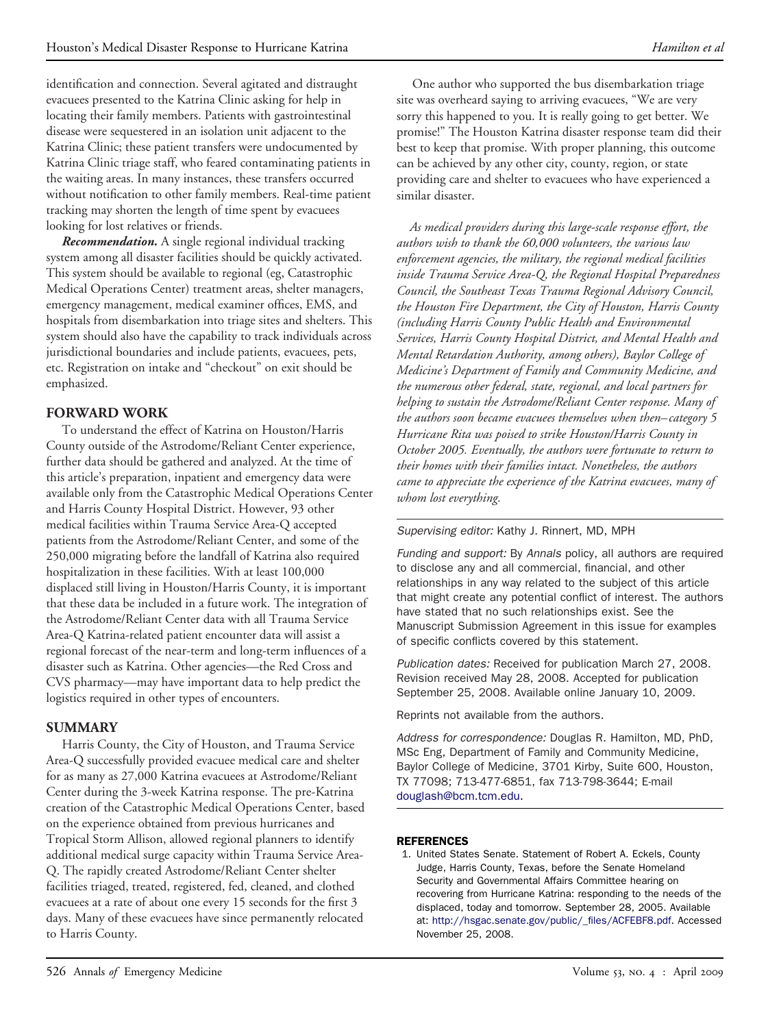identification and connection. Several agitated and distraught evacuees presented to the Katrina Clinic asking for help in locating their family members. Patients with gastrointestinal disease were sequestered in an isolation unit adjacent to the Katrina Clinic; these patient transfers were undocumented by Katrina Clinic triage staff, who feared contaminating patients in the waiting areas. In many instances, these transfers occurred without notification to other family members. Real-time patient tracking may shorten the length of time spent by evacuees looking for lost relatives or friends.

***Recommendation.*** A single regional individual tracking system among all disaster facilities should be quickly activated. This system should be available to regional (eg, Catastrophic Medical Operations Center) treatment areas, shelter managers, emergency management, medical examiner offices, EMS, and hospitals from disembarkation into triage sites and shelters. This system should also have the capability to track individuals across jurisdictional boundaries and include patients, evacuees, pets, etc. Registration on intake and "checkout" on exit should be emphasized.

## FORWARD WORK

To understand the effect of Katrina on Houston/Harris County outside of the Astrodome/Reliant Center experience, further data should be gathered and analyzed. At the time of this article's preparation, inpatient and emergency data were available only from the Catastrophic Medical Operations Center and Harris County Hospital District. However, 93 other medical facilities within Trauma Service Area-Q accepted patients from the Astrodome/Reliant Center, and some of the 250,000 migrating before the landfall of Katrina also required hospitalization in these facilities. With at least 100,000 displaced still living in Houston/Harris County, it is important that these data be included in a future work. The integration of the Astrodome/Reliant Center data with all Trauma Service Area-Q Katrina-related patient encounter data will assist a regional forecast of the near-term and long-term influences of a disaster such as Katrina. Other agencies—the Red Cross and CVS pharmacy—may have important data to help predict the logistics required in other types of encounters.

## SUMMARY

Harris County, the City of Houston, and Trauma Service Area-Q successfully provided evacuee medical care and shelter for as many as 27,000 Katrina evacuees at Astrodome/Reliant Center during the 3-week Katrina response. The pre-Katrina creation of the Catastrophic Medical Operations Center, based on the experience obtained from previous hurricanes and Tropical Storm Allison, allowed regional planners to identify additional medical surge capacity within Trauma Service Area-Q. The rapidly created Astrodome/Reliant Center shelter facilities triaged, treated, registered, fed, cleaned, and clothed evacuees at a rate of about one every 15 seconds for the first 3 days. Many of these evacuees have since permanently relocated to Harris County.

One author who supported the bus disembarkation triage site was overheard saying to arriving evacuees, "We are very sorry this happened to you. It is really going to get better. We promise!" The Houston Katrina disaster response team did their best to keep that promise. With proper planning, this outcome can be achieved by any other city, county, region, or state providing care and shelter to evacuees who have experienced a similar disaster.

*As medical providers during this large-scale response effort, the authors wish to thank the 60,000 volunteers, the various law enforcement agencies, the military, the regional medical facilities inside Trauma Service Area-Q, the Regional Hospital Preparedness Council, the Southeast Texas Trauma Regional Advisory Council, the Houston Fire Department, the City of Houston, Harris County (including Harris County Public Health and Environmental Services, Harris County Hospital District, and Mental Health and Mental Retardation Authority, among others), Baylor College of Medicine's Department of Family and Community Medicine, and the numerous other federal, state, regional, and local partners for helping to sustain the Astrodome/Reliant Center response. Many of the authors soon became evacuees themselves when then–category 5 Hurricane Rita was poised to strike Houston/Harris County in October 2005. Eventually, the authors were fortunate to return to their homes with their families intact. Nonetheless, the authors came to appreciate the experience of the Katrina evacuees, many of whom lost everything.*

*Supervising editor:* Kathy J. Rinnert, MD, MPH

*Funding and support:* By *Annals* policy, all authors are required to disclose any and all commercial, financial, and other relationships in any way related to the subject of this article that might create any potential conflict of interest. The authors have stated that no such relationships exist. See the Manuscript Submission Agreement in this issue for examples of specific conflicts covered by this statement.

*Publication dates:* Received for publication March 27, 2008. Revision received May 28, 2008. Accepted for publication September 25, 2008. Available online January 10, 2009.

Reprints not available from the authors.

*Address for correspondence:* Douglas R. Hamilton, MD, PhD, MSc Eng, Department of Family and Community Medicine, Baylor College of Medicine, 3701 Kirby, Suite 600, Houston, TX 77098; 713-477-6851, fax 713-798-3644; E-mail douglash@bcm.tcm.edu.

## REFERENCES

1. United States Senate. Statement of Robert A. Eckels, County Judge, Harris County, Texas, before the Senate Homeland Security and Governmental Affairs Committee hearing on recovering from Hurricane Katrina: responding to the needs of the displaced, today and tomorrow. September 28, 2005. Available at: http://hsgac.senate.gov/public/_files/ACFEBF8.pdf. Accessed November 25, 2008.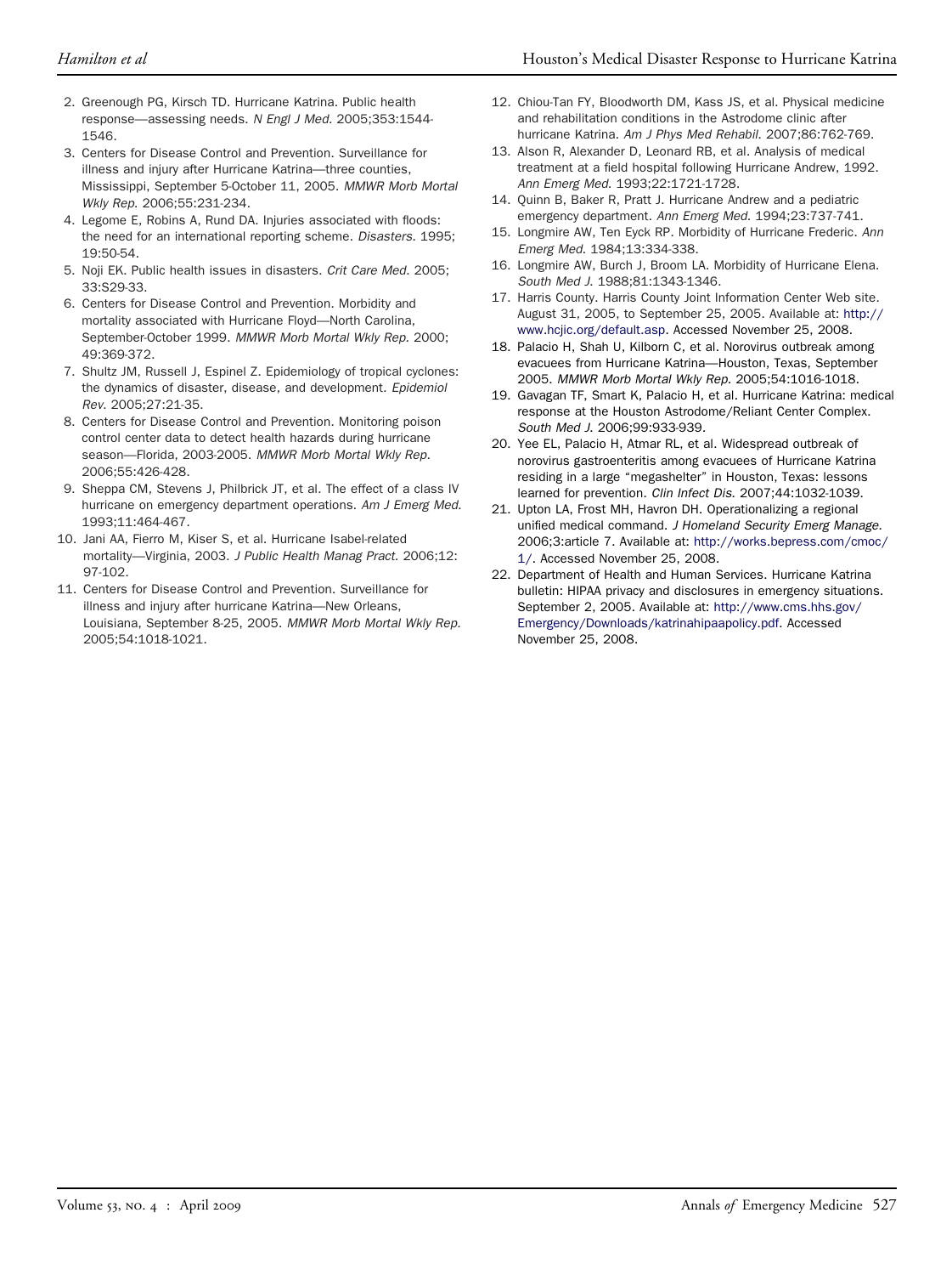2. Greenough PG, Kirsch TD. Hurricane Katrina. Public health response—assessing needs. *N Engl J Med.* 2005;353:1544-1546.
3. Centers for Disease Control and Prevention. Surveillance for illness and injury after Hurricane Katrina—three counties, Mississippi, September 5-October 11, 2005. *MMWR Morb Mortal Wkly Rep.* 2006;55:231-234.
4. Legome E, Robins A, Rund DA. Injuries associated with floods: the need for an international reporting scheme. *Disasters.* 1995; 19:50-54.
5. Noji EK. Public health issues in disasters. *Crit Care Med.* 2005; 33:S29-33.
6. Centers for Disease Control and Prevention. Morbidity and mortality associated with Hurricane Floyd—North Carolina, September-October 1999. *MMWR Morb Mortal Wkly Rep.* 2000; 49:369-372.
7. Shultz JM, Russell J, Espinel Z. Epidemiology of tropical cyclones: the dynamics of disaster, disease, and development. *Epidemiol Rev.* 2005;27:21-35.
8. Centers for Disease Control and Prevention. Monitoring poison control center data to detect health hazards during hurricane season—Florida, 2003-2005. *MMWR Morb Mortal Wkly Rep.* 2006;55:426-428.
9. Sheppa CM, Stevens J, Philbrick JT, et al. The effect of a class IV hurricane on emergency department operations. *Am J Emerg Med.* 1993;11:464-467.
10. Jani AA, Fierro M, Kiser S, et al. Hurricane Isabel-related mortality—Virginia, 2003. *J Public Health Manag Pract.* 2006;12: 97-102.
11. Centers for Disease Control and Prevention. Surveillance for illness and injury after hurricane Katrina—New Orleans, Louisiana, September 8-25, 2005. *MMWR Morb Mortal Wkly Rep.* 2005;54:1018-1021.
12. Chiou-Tan FY, Bloodworth DM, Kass JS, et al. Physical medicine and rehabilitation conditions in the Astrodome clinic after hurricane Katrina. *Am J Phys Med Rehabil.* 2007;86:762-769.
13. Alson R, Alexander D, Leonard RB, et al. Analysis of medical treatment at a field hospital following Hurricane Andrew, 1992. *Ann Emerg Med.* 1993;22:1721-1728.
14. Quinn B, Baker R, Pratt J. Hurricane Andrew and a pediatric emergency department. *Ann Emerg Med.* 1994;23:737-741.
15. Longmire AW, Ten Eyck RP. Morbidity of Hurricane Frederic. *Ann Emerg Med.* 1984;13:334-338.
16. Longmire AW, Burch J, Broom LA. Morbidity of Hurricane Elena. *South Med J.* 1988;81:1343-1346.
17. Harris County. Harris County Joint Information Center Web site. August 31, 2005, to September 25, 2005. Available at: http://www.hcjic.org/default.asp. Accessed November 25, 2008.
18. Palacio H, Shah U, Kilborn C, et al. Norovirus outbreak among evacuees from Hurricane Katrina—Houston, Texas, September 2005. *MMWR Morb Mortal Wkly Rep.* 2005;54:1016-1018.
19. Gavagan TF, Smart K, Palacio H, et al. Hurricane Katrina: medical response at the Houston Astrodome/Reliant Center Complex. *South Med J.* 2006;99:933-939.
20. Yee EL, Palacio H, Atmar RL, et al. Widespread outbreak of norovirus gastroenteritis among evacuees of Hurricane Katrina residing in a large "megashelter" in Houston, Texas: lessons learned for prevention. *Clin Infect Dis.* 2007;44:1032-1039.
21. Upton LA, Frost MH, Havron DH. Operationalizing a regional unified medical command. *J Homeland Security Emerg Manage.* 2006;3:article 7. Available at: http://works.bepress.com/cmoc/1/. Accessed November 25, 2008.
22. Department of Health and Human Services. Hurricane Katrina bulletin: HIPAA privacy and disclosures in emergency situations. September 2, 2005. Available at: http://www.cms.hhs.gov/Emergency/Downloads/katrinahipaapolicy.pdf. Accessed November 25, 2008.